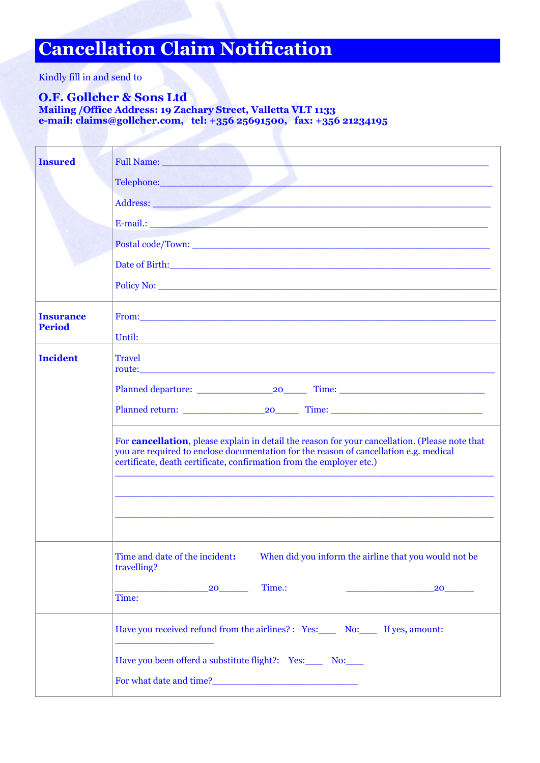# Cancellation Claim Notification

Kindly fill in and send to

**O.F. Gollcher & Sons Ltd**
**Mailing /Office Address: 19 Zachary Street, Valletta VLT 1133**
**e-mail: claims@gollcher.com, tel: +356 25691500, fax: +356 21234195**

| | |
|---|---|
| **Insured** | Full Name: ______________________________<br>Telephone: ______________________________<br>Address: ______________________________<br>E-mail.: ______________________________<br>Postal code/Town: ______________________________<br>Date of Birth: ______________________________<br>Policy No: ______________________________ |
| **Insurance Period** | From: ______________________________<br>Until: |
| **Incident** | Travel route: ______________________________<br>Planned departure: ____________20_____ Time: ______________________<br>Planned return: ____________20_____ Time: ______________________ |
| | For **cancellation**, please explain in detail the reason for your cancellation. (Please note that you are required to enclose documentation for the reason of cancellation e.g. medical certificate, death certificate, confirmation from the employer etc.)<br>______________________________<br>______________________________<br>______________________________ |
| | Time and date of the incident: When did you inform the airline that you would not be travelling?<br>______________20______ Time.: ______________20______<br>Time: |
| | Have you received refund from the airlines? : Yes:____ No:____ If yes, amount: ______________<br>Have you been offerd a substitute flight?: Yes:____ No:____<br>For what date and time? ______________________ |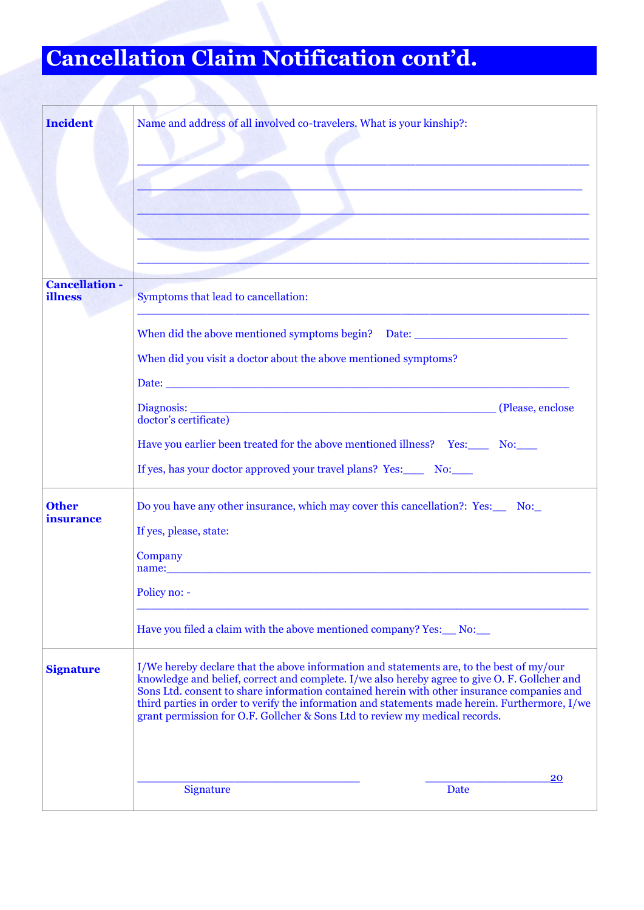# Cancellation Claim Notification cont'd.

| | |
|---|---|
| **Incident** | Name and address of all involved co-travelers. What is your kinship?:<br><br>\_\_\_\_\_\_\_\_\_\_\_\_\_\_\_\_\_\_\_\_\_\_\_\_\_\_\_\_\_\_\_\_\_\_\_\_\_\_\_\_\_\_\_\_\_\_\_\_\_\_\_\_\_\_\_\_\_\_\_\_\_\_\_\_\_\_\_\_<br>\_\_\_\_\_\_\_\_\_\_\_\_\_\_\_\_\_\_\_\_\_\_\_\_\_\_\_\_\_\_\_\_\_\_\_\_\_\_\_\_\_\_\_\_\_\_\_\_\_\_\_\_\_\_\_\_\_\_\_\_\_\_\_\_\_\_\_\_<br>\_\_\_\_\_\_\_\_\_\_\_\_\_\_\_\_\_\_\_\_\_\_\_\_\_\_\_\_\_\_\_\_\_\_\_\_\_\_\_\_\_\_\_\_\_\_\_\_\_\_\_\_\_\_\_\_\_\_\_\_\_\_\_\_\_\_\_\_<br>\_\_\_\_\_\_\_\_\_\_\_\_\_\_\_\_\_\_\_\_\_\_\_\_\_\_\_\_\_\_\_\_\_\_\_\_\_\_\_\_\_\_\_\_\_\_\_\_\_\_\_\_\_\_\_\_\_\_\_\_\_\_\_\_\_\_\_\_<br>\_\_\_\_\_\_\_\_\_\_\_\_\_\_\_\_\_\_\_\_\_\_\_\_\_\_\_\_\_\_\_\_\_\_\_\_\_\_\_\_\_\_\_\_\_\_\_\_\_\_\_\_\_\_\_\_\_\_\_\_\_\_\_\_\_\_\_\_ |
| **Cancellation - illness** | Symptoms that lead to cancellation:<br>\_\_\_\_\_\_\_\_\_\_\_\_\_\_\_\_\_\_\_\_\_\_\_\_\_\_\_\_\_\_\_\_\_\_\_\_\_\_\_\_\_\_\_\_\_\_\_\_\_\_\_\_\_\_\_\_\_\_\_\_\_\_\_\_\_\_\_\_<br><br>When did the above mentioned symptoms begin? Date: \_\_\_\_\_\_\_\_\_\_\_\_\_\_\_\_\_\_\_\_\_\_\_\_<br><br>When did you visit a doctor about the above mentioned symptoms?<br><br>Date: \_\_\_\_\_\_\_\_\_\_\_\_\_\_\_\_\_\_\_\_\_\_\_\_\_\_\_\_\_\_\_\_\_\_\_\_\_\_\_\_\_\_\_\_\_\_\_\_\_\_\_\_\_\_\_\_\_\_\_\_\_\_<br><br>Diagnosis: \_\_\_\_\_\_\_\_\_\_\_\_\_\_\_\_\_\_\_\_\_\_\_\_\_\_\_\_\_\_\_\_\_\_\_\_\_\_\_\_\_\_\_\_\_\_\_ (Please, enclose doctor's certificate)<br><br>Have you earlier been treated for the above mentioned illness? Yes:\_\_\_ No:\_\_\_<br><br>If yes, has your doctor approved your travel plans? Yes:\_\_\_ No:\_\_\_ |
| **Other insurance** | Do you have any other insurance, which may cover this cancellation?: Yes:\_\_ No:\_<br><br>If yes, please, state:<br><br>Company name:\_\_\_\_\_\_\_\_\_\_\_\_\_\_\_\_\_\_\_\_\_\_\_\_\_\_\_\_\_\_\_\_\_\_\_\_\_\_\_\_\_\_\_\_\_\_\_\_\_\_\_\_\_\_\_\_\_\_\_\_\_<br><br>Policy no: -<br>\_\_\_\_\_\_\_\_\_\_\_\_\_\_\_\_\_\_\_\_\_\_\_\_\_\_\_\_\_\_\_\_\_\_\_\_\_\_\_\_\_\_\_\_\_\_\_\_\_\_\_\_\_\_\_\_\_\_\_\_\_\_\_\_\_\_\_\_<br><br>Have you filed a claim with the above mentioned company? Yes:\_\_ No:\_\_ |
| **Signature** | I/We hereby declare that the above information and statements are, to the best of my/our knowledge and belief, correct and complete. I/we also hereby agree to give O. F. Gollcher and Sons Ltd. consent to share information contained herein with other insurance companies and third parties in order to verify the information and statements made herein. Furthermore, I/we grant permission for O.F. Gollcher & Sons Ltd to review my medical records.<br><br>\_\_\_\_\_\_\_\_\_\_\_\_\_\_\_\_\_\_\_\_\_\_\_\_\_\_\_\_\_\_\_ &nbsp;&nbsp;&nbsp;&nbsp; \_\_\_\_\_\_\_\_\_\_\_\_\_\_\_\_\_\_20<br>Signature &nbsp;&nbsp;&nbsp;&nbsp; Date |